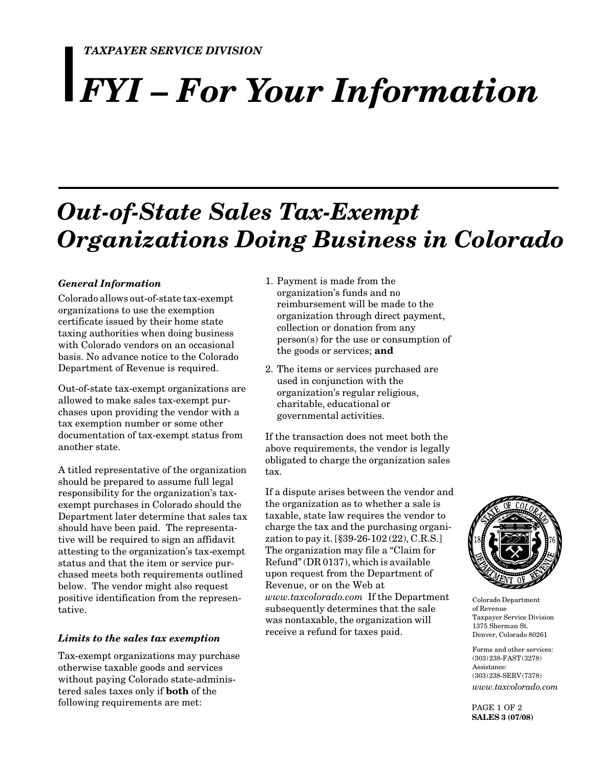*TAXPAYER SERVICE DIVISION*

# *FYI – For Your Information*

## *Out-of-State Sales Tax-Exempt Organizations Doing Business in Colorado*

### *General Information*

Colorado allows out-of-state tax-exempt organizations to use the exemption certificate issued by their home state taxing authorities when doing business with Colorado vendors on an occasional basis. No advance notice to the Colorado Department of Revenue is required.

Out-of-state tax-exempt organizations are allowed to make sales tax-exempt purchases upon providing the vendor with a tax exemption number or some other documentation of tax-exempt status from another state.

A titled representative of the organization should be prepared to assume full legal responsibility for the organization's tax-exempt purchases in Colorado should the Department later determine that sales tax should have been paid. The representative will be required to sign an affidavit attesting to the organization's tax-exempt status and that the item or service purchased meets both requirements outlined below. The vendor might also request positive identification from the representative.

### *Limits to the sales tax exemption*

Tax-exempt organizations may purchase otherwise taxable goods and services without paying Colorado state-administered sales taxes only if **both** of the following requirements are met:

1. Payment is made from the organization's funds and no reimbursement will be made to the organization through direct payment, collection or donation from any person(s) for the use or consumption of the goods or services; **and**
2. The items or services purchased are used in conjunction with the organization's regular religious, charitable, educational or governmental activities.

If the transaction does not meet both the above requirements, the vendor is legally obligated to charge the organization sales tax.

If a dispute arises between the vendor and the organization as to whether a sale is taxable, state law requires the vendor to charge the tax and the purchasing organization to pay it. [§39-26-102 (22), C.R.S.] The organization may file a "Claim for Refund" (DR 0137), which is available upon request from the Department of Revenue, or on the Web at *www.taxcolorado.com* If the Department subsequently determines that the sale was nontaxable, the organization will receive a refund for taxes paid.

Colorado Department of Revenue
Taxpayer Service Division
1375 Sherman St.
Denver, Colorado 80261

Forms and other services:
(303) 238-FAST (3278)
Assistance:
(303) 238-SERV (7378)
*www.taxcolorado.com*

**SALES 3 (07/08)**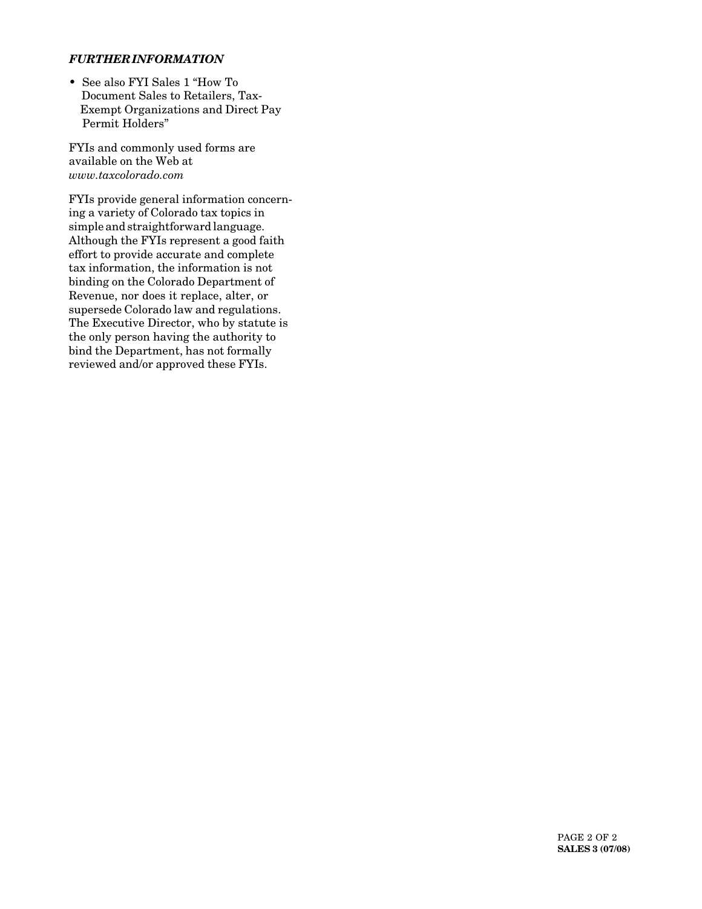***FURTHER INFORMATION***

- See also FYI Sales 1 "How To Document Sales to Retailers, Tax-Exempt Organizations and Direct Pay Permit Holders"

FYIs and commonly used forms are available on the Web at *www.taxcolorado.com*

FYIs provide general information concerning a variety of Colorado tax topics in simple and straightforward language. Although the FYIs represent a good faith effort to provide accurate and complete tax information, the information is not binding on the Colorado Department of Revenue, nor does it replace, alter, or supersede Colorado law and regulations. The Executive Director, who by statute is the only person having the authority to bind the Department, has not formally reviewed and/or approved these FYIs.